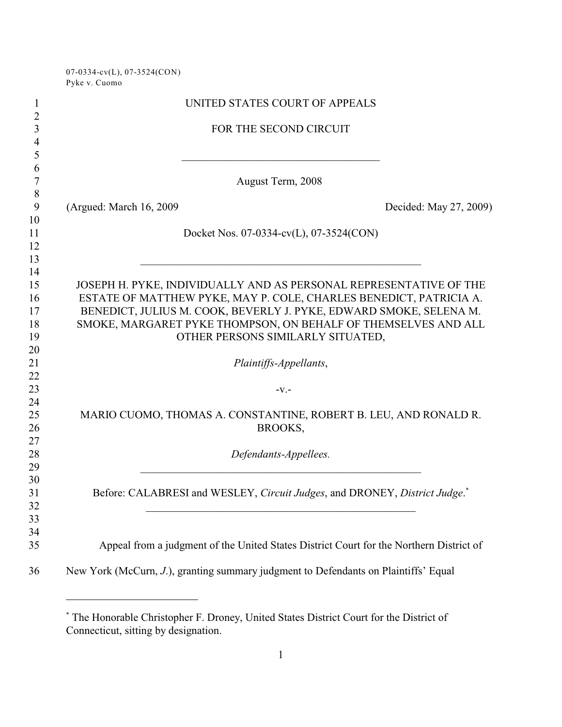07-0334-cv(L), 07-3524(CON)
Pyke v. Cuomo

UNITED STATES COURT OF APPEALS

FOR THE SECOND CIRCUIT

---

August Term, 2008

(Argued: March 16, 2009 Decided: May 27, 2009)

Docket Nos. 07-0334-cv(L), 07-3524(CON)

---

JOSEPH H. PYKE, INDIVIDUALLY AND AS PERSONAL REPRESENTATIVE OF THE ESTATE OF MATTHEW PYKE, MAY P. COLE, CHARLES BENEDICT, PATRICIA A. BENEDICT, JULIUS M. COOK, BEVERLY J. PYKE, EDWARD SMOKE, SELENA M. SMOKE, MARGARET PYKE THOMPSON, ON BEHALF OF THEMSELVES AND ALL OTHER PERSONS SIMILARLY SITUATED,

*Plaintiffs-Appellants*,

-v.-

MARIO CUOMO, THOMAS A. CONSTANTINE, ROBERT B. LEU, AND RONALD R. BROOKS,

*Defendants-Appellees.*

---

Before: CALABRESI and WESLEY, *Circuit Judges*, and DRONEY, *District Judge*.*

---

Appeal from a judgment of the United States District Court for the Northern District of New York (McCurn, *J.*), granting summary judgment to Defendants on Plaintiffs' Equal

---

* The Honorable Christopher F. Droney, United States District Court for the District of Connecticut, sitting by designation.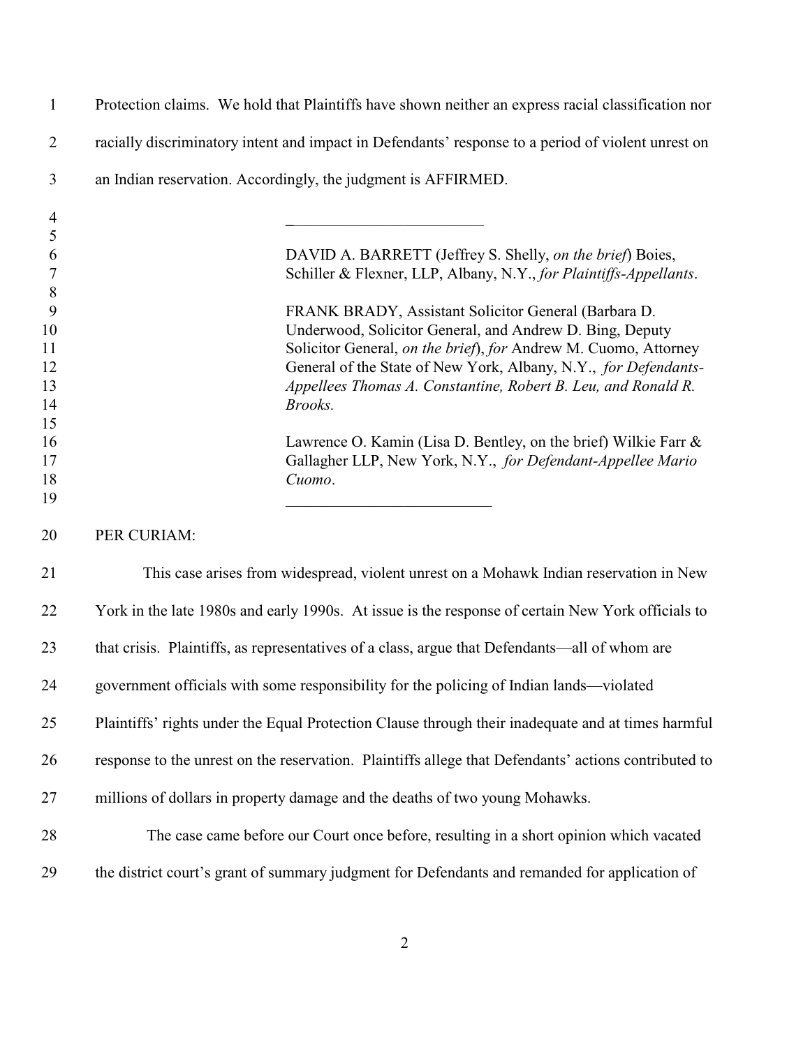Protection claims. We hold that Plaintiffs have shown neither an express racial classification nor racially discriminatory intent and impact in Defendants' response to a period of violent unrest on an Indian reservation. Accordingly, the judgment is AFFIRMED.

---

DAVID A. BARRETT (Jeffrey S. Shelly, *on the brief*) Boies, Schiller & Flexner, LLP, Albany, N.Y., *for Plaintiffs-Appellants*.

FRANK BRADY, Assistant Solicitor General (Barbara D. Underwood, Solicitor General, and Andrew D. Bing, Deputy Solicitor General, *on the brief*), *for* Andrew M. Cuomo, Attorney General of the State of New York, Albany, N.Y., *for Defendants-Appellees Thomas A. Constantine, Robert B. Leu, and Ronald R. Brooks.*

Lawrence O. Kamin (Lisa D. Bentley, on the brief) Wilkie Farr & Gallagher LLP, New York, N.Y., *for Defendant-Appellee Mario Cuomo*.

---

PER CURIAM:

This case arises from widespread, violent unrest on a Mohawk Indian reservation in New York in the late 1980s and early 1990s. At issue is the response of certain New York officials to that crisis. Plaintiffs, as representatives of a class, argue that Defendants—all of whom are government officials with some responsibility for the policing of Indian lands—violated Plaintiffs' rights under the Equal Protection Clause through their inadequate and at times harmful response to the unrest on the reservation. Plaintiffs allege that Defendants' actions contributed to millions of dollars in property damage and the deaths of two young Mohawks.

The case came before our Court once before, resulting in a short opinion which vacated the district court's grant of summary judgment for Defendants and remanded for application of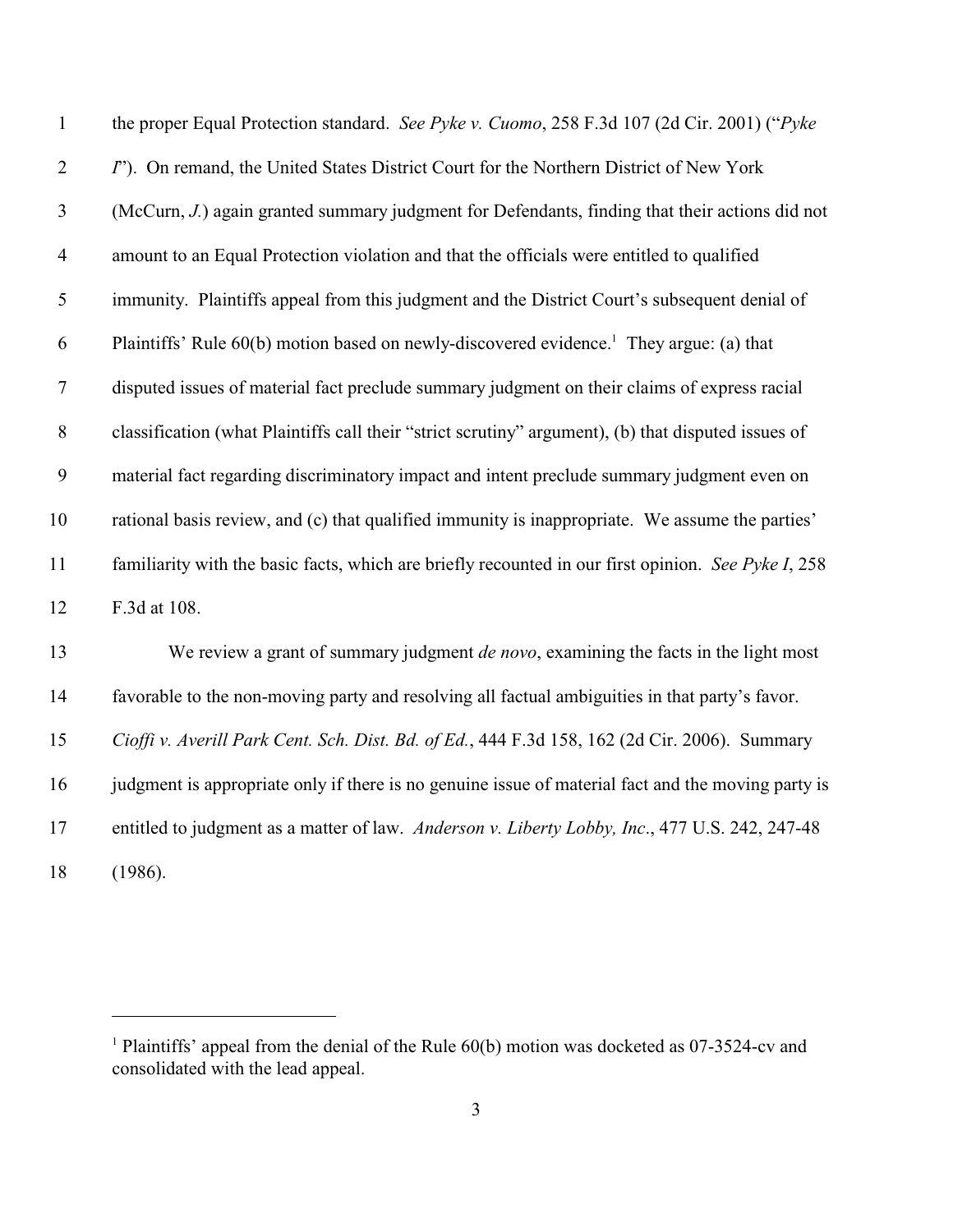the proper Equal Protection standard. *See Pyke v. Cuomo*, 258 F.3d 107 (2d Cir. 2001) ("*Pyke I*"). On remand, the United States District Court for the Northern District of New York (McCurn, *J.*) again granted summary judgment for Defendants, finding that their actions did not amount to an Equal Protection violation and that the officials were entitled to qualified immunity. Plaintiffs appeal from this judgment and the District Court's subsequent denial of Plaintiffs' Rule 60(b) motion based on newly-discovered evidence.[1] They argue: (a) that disputed issues of material fact preclude summary judgment on their claims of express racial classification (what Plaintiffs call their "strict scrutiny" argument), (b) that disputed issues of material fact regarding discriminatory impact and intent preclude summary judgment even on rational basis review, and (c) that qualified immunity is inappropriate. We assume the parties' familiarity with the basic facts, which are briefly recounted in our first opinion. *See Pyke I*, 258 F.3d at 108.

We review a grant of summary judgment *de novo*, examining the facts in the light most favorable to the non-moving party and resolving all factual ambiguities in that party's favor. *Cioffi v. Averill Park Cent. Sch. Dist. Bd. of Ed.*, 444 F.3d 158, 162 (2d Cir. 2006). Summary judgment is appropriate only if there is no genuine issue of material fact and the moving party is entitled to judgment as a matter of law. *Anderson v. Liberty Lobby, Inc*., 477 U.S. 242, 247-48 (1986).

---

[1] Plaintiffs' appeal from the denial of the Rule 60(b) motion was docketed as 07-3524-cv and consolidated with the lead appeal.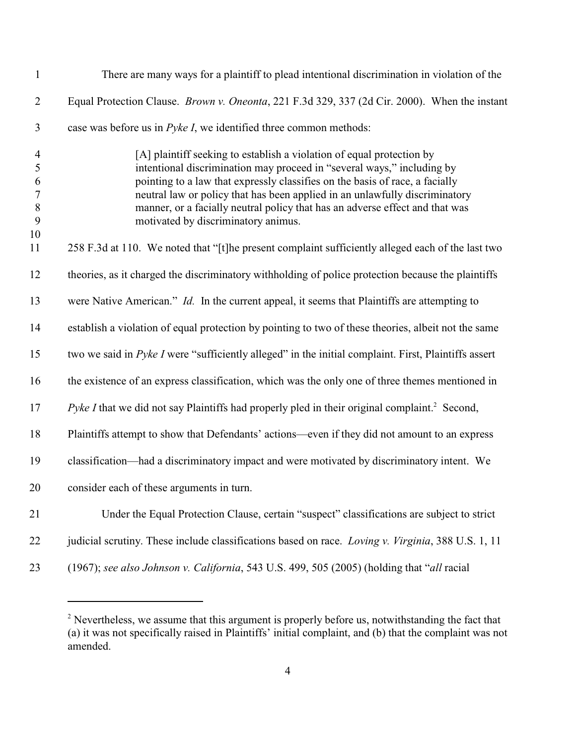There are many ways for a plaintiff to plead intentional discrimination in violation of the Equal Protection Clause. *Brown v. Oneonta*, 221 F.3d 329, 337 (2d Cir. 2000). When the instant case was before us in *Pyke I*, we identified three common methods:

> [A] plaintiff seeking to establish a violation of equal protection by intentional discrimination may proceed in "several ways," including by pointing to a law that expressly classifies on the basis of race, a facially neutral law or policy that has been applied in an unlawfully discriminatory manner, or a facially neutral policy that has an adverse effect and that was motivated by discriminatory animus.

258 F.3d at 110. We noted that "[t]he present complaint sufficiently alleged each of the last two theories, as it charged the discriminatory withholding of police protection because the plaintiffs were Native American." *Id.* In the current appeal, it seems that Plaintiffs are attempting to establish a violation of equal protection by pointing to two of these theories, albeit not the same two we said in *Pyke I* were "sufficiently alleged" in the initial complaint. First, Plaintiffs assert the existence of an express classification, which was the only one of three themes mentioned in *Pyke I* that we did not say Plaintiffs had properly pled in their original complaint.[2] Second, Plaintiffs attempt to show that Defendants' actions—even if they did not amount to an express classification—had a discriminatory impact and were motivated by discriminatory intent. We consider each of these arguments in turn.

Under the Equal Protection Clause, certain "suspect" classifications are subject to strict judicial scrutiny. These include classifications based on race. *Loving v. Virginia*, 388 U.S. 1, 11 (1967); *see also Johnson v. California*, 543 U.S. 499, 505 (2005) (holding that "*all* racial

---

[2] Nevertheless, we assume that this argument is properly before us, notwithstanding the fact that (a) it was not specifically raised in Plaintiffs' initial complaint, and (b) that the complaint was not amended.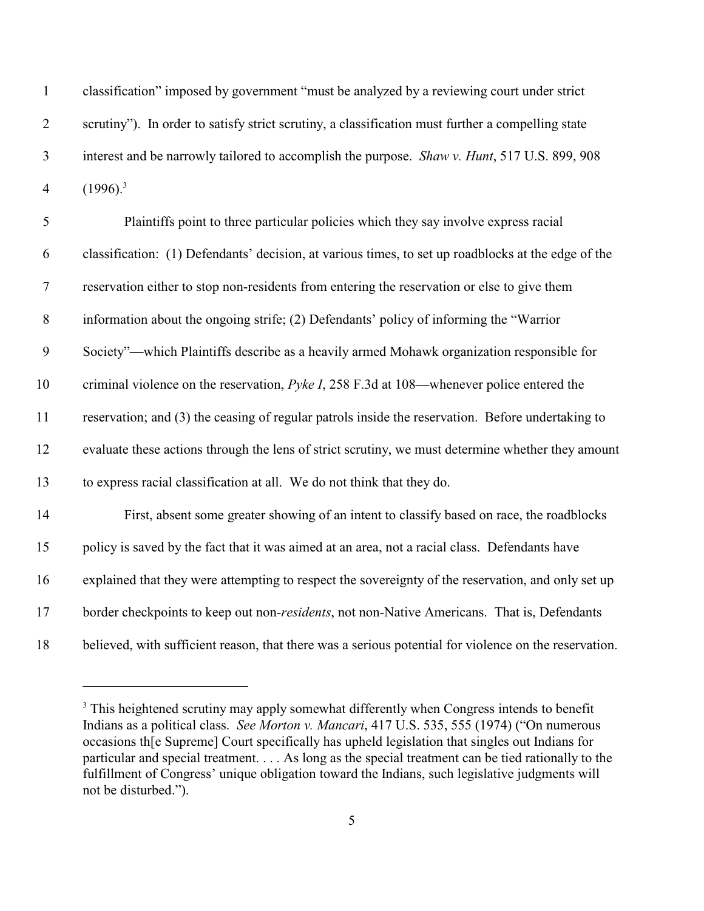classification" imposed by government "must be analyzed by a reviewing court under strict scrutiny"). In order to satisfy strict scrutiny, a classification must further a compelling state interest and be narrowly tailored to accomplish the purpose. *Shaw v. Hunt*, 517 U.S. 899, 908 (1996).[3]

Plaintiffs point to three particular policies which they say involve express racial classification: (1) Defendants' decision, at various times, to set up roadblocks at the edge of the reservation either to stop non-residents from entering the reservation or else to give them information about the ongoing strife; (2) Defendants' policy of informing the "Warrior Society"—which Plaintiffs describe as a heavily armed Mohawk organization responsible for criminal violence on the reservation, *Pyke I*, 258 F.3d at 108—whenever police entered the reservation; and (3) the ceasing of regular patrols inside the reservation. Before undertaking to evaluate these actions through the lens of strict scrutiny, we must determine whether they amount to express racial classification at all. We do not think that they do.

First, absent some greater showing of an intent to classify based on race, the roadblocks policy is saved by the fact that it was aimed at an area, not a racial class. Defendants have explained that they were attempting to respect the sovereignty of the reservation, and only set up border checkpoints to keep out non-*residents*, not non-Native Americans. That is, Defendants believed, with sufficient reason, that there was a serious potential for violence on the reservation.

---

[3] This heightened scrutiny may apply somewhat differently when Congress intends to benefit Indians as a political class. *See Morton v. Mancari*, 417 U.S. 535, 555 (1974) ("On numerous occasions th[e Supreme] Court specifically has upheld legislation that singles out Indians for particular and special treatment. . . . As long as the special treatment can be tied rationally to the fulfillment of Congress' unique obligation toward the Indians, such legislative judgments will not be disturbed.").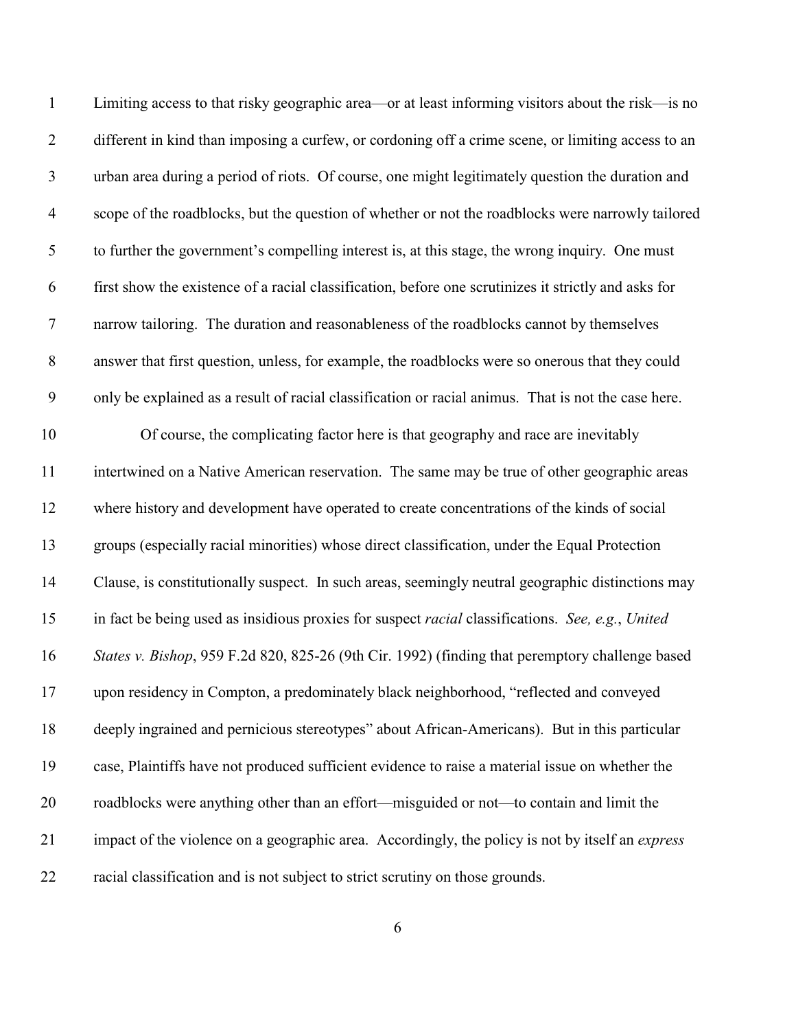Limiting access to that risky geographic area—or at least informing visitors about the risk—is no different in kind than imposing a curfew, or cordoning off a crime scene, or limiting access to an urban area during a period of riots. Of course, one might legitimately question the duration and scope of the roadblocks, but the question of whether or not the roadblocks were narrowly tailored to further the government's compelling interest is, at this stage, the wrong inquiry. One must first show the existence of a racial classification, before one scrutinizes it strictly and asks for narrow tailoring. The duration and reasonableness of the roadblocks cannot by themselves answer that first question, unless, for example, the roadblocks were so onerous that they could only be explained as a result of racial classification or racial animus. That is not the case here.

Of course, the complicating factor here is that geography and race are inevitably intertwined on a Native American reservation. The same may be true of other geographic areas where history and development have operated to create concentrations of the kinds of social groups (especially racial minorities) whose direct classification, under the Equal Protection Clause, is constitutionally suspect. In such areas, seemingly neutral geographic distinctions may in fact be being used as insidious proxies for suspect *racial* classifications. *See, e.g.*, *United States v. Bishop*, 959 F.2d 820, 825-26 (9th Cir. 1992) (finding that peremptory challenge based upon residency in Compton, a predominately black neighborhood, "reflected and conveyed deeply ingrained and pernicious stereotypes" about African-Americans). But in this particular case, Plaintiffs have not produced sufficient evidence to raise a material issue on whether the roadblocks were anything other than an effort—misguided or not—to contain and limit the impact of the violence on a geographic area. Accordingly, the policy is not by itself an *express* racial classification and is not subject to strict scrutiny on those grounds.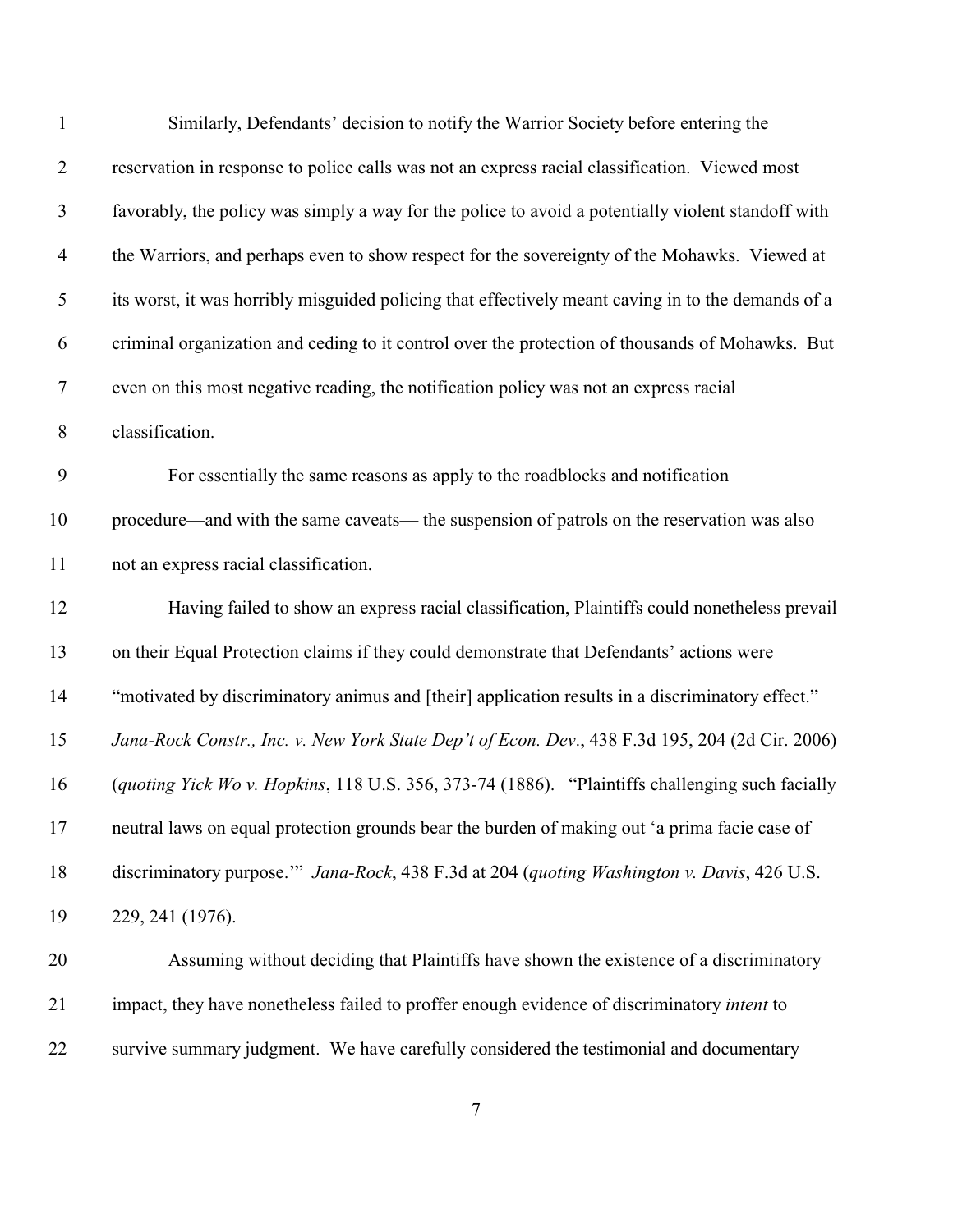Similarly, Defendants' decision to notify the Warrior Society before entering the reservation in response to police calls was not an express racial classification. Viewed most favorably, the policy was simply a way for the police to avoid a potentially violent standoff with the Warriors, and perhaps even to show respect for the sovereignty of the Mohawks. Viewed at its worst, it was horribly misguided policing that effectively meant caving in to the demands of a criminal organization and ceding to it control over the protection of thousands of Mohawks. But even on this most negative reading, the notification policy was not an express racial classification.

For essentially the same reasons as apply to the roadblocks and notification procedure—and with the same caveats— the suspension of patrols on the reservation was also not an express racial classification.

Having failed to show an express racial classification, Plaintiffs could nonetheless prevail on their Equal Protection claims if they could demonstrate that Defendants' actions were "motivated by discriminatory animus and [their] application results in a discriminatory effect." *Jana-Rock Constr., Inc. v. New York State Dep't of Econ. Dev*., 438 F.3d 195, 204 (2d Cir. 2006) (*quoting Yick Wo v. Hopkins*, 118 U.S. 356, 373-74 (1886). "Plaintiffs challenging such facially neutral laws on equal protection grounds bear the burden of making out 'a prima facie case of discriminatory purpose.'" *Jana-Rock*, 438 F.3d at 204 (*quoting Washington v. Davis*, 426 U.S. 229, 241 (1976).

Assuming without deciding that Plaintiffs have shown the existence of a discriminatory impact, they have nonetheless failed to proffer enough evidence of discriminatory *intent* to survive summary judgment. We have carefully considered the testimonial and documentary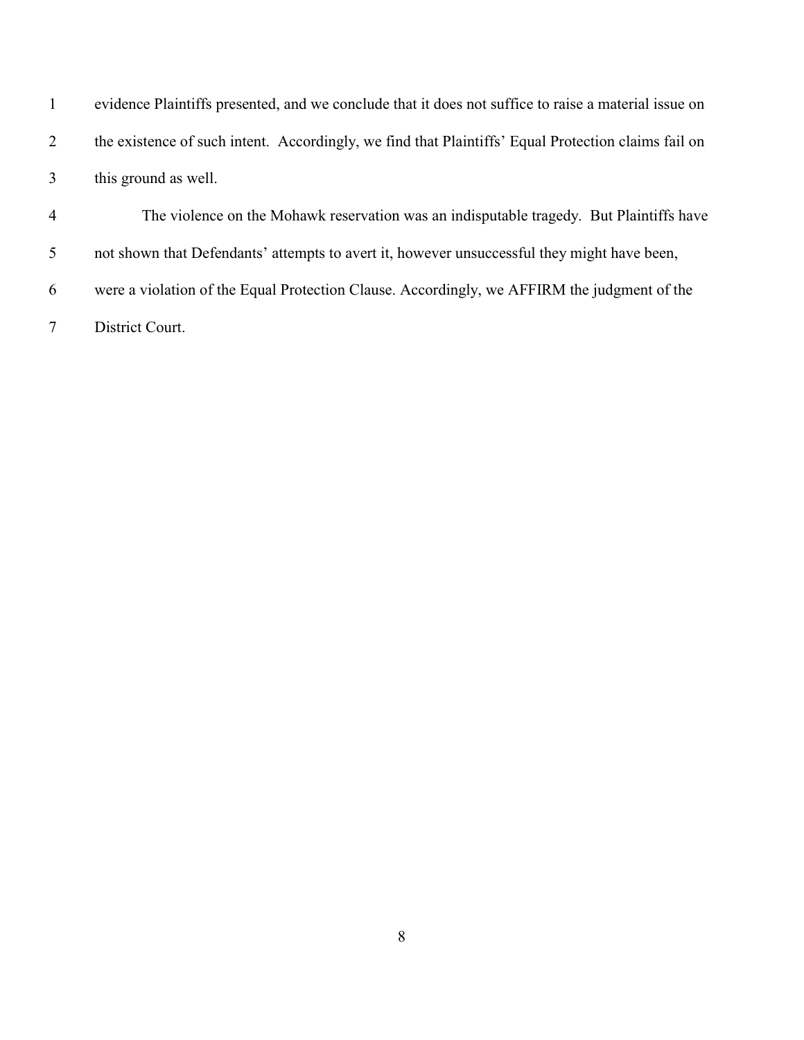evidence Plaintiffs presented, and we conclude that it does not suffice to raise a material issue on the existence of such intent. Accordingly, we find that Plaintiffs' Equal Protection claims fail on this ground as well.

The violence on the Mohawk reservation was an indisputable tragedy. But Plaintiffs have not shown that Defendants' attempts to avert it, however unsuccessful they might have been, were a violation of the Equal Protection Clause. Accordingly, we AFFIRM the judgment of the District Court.